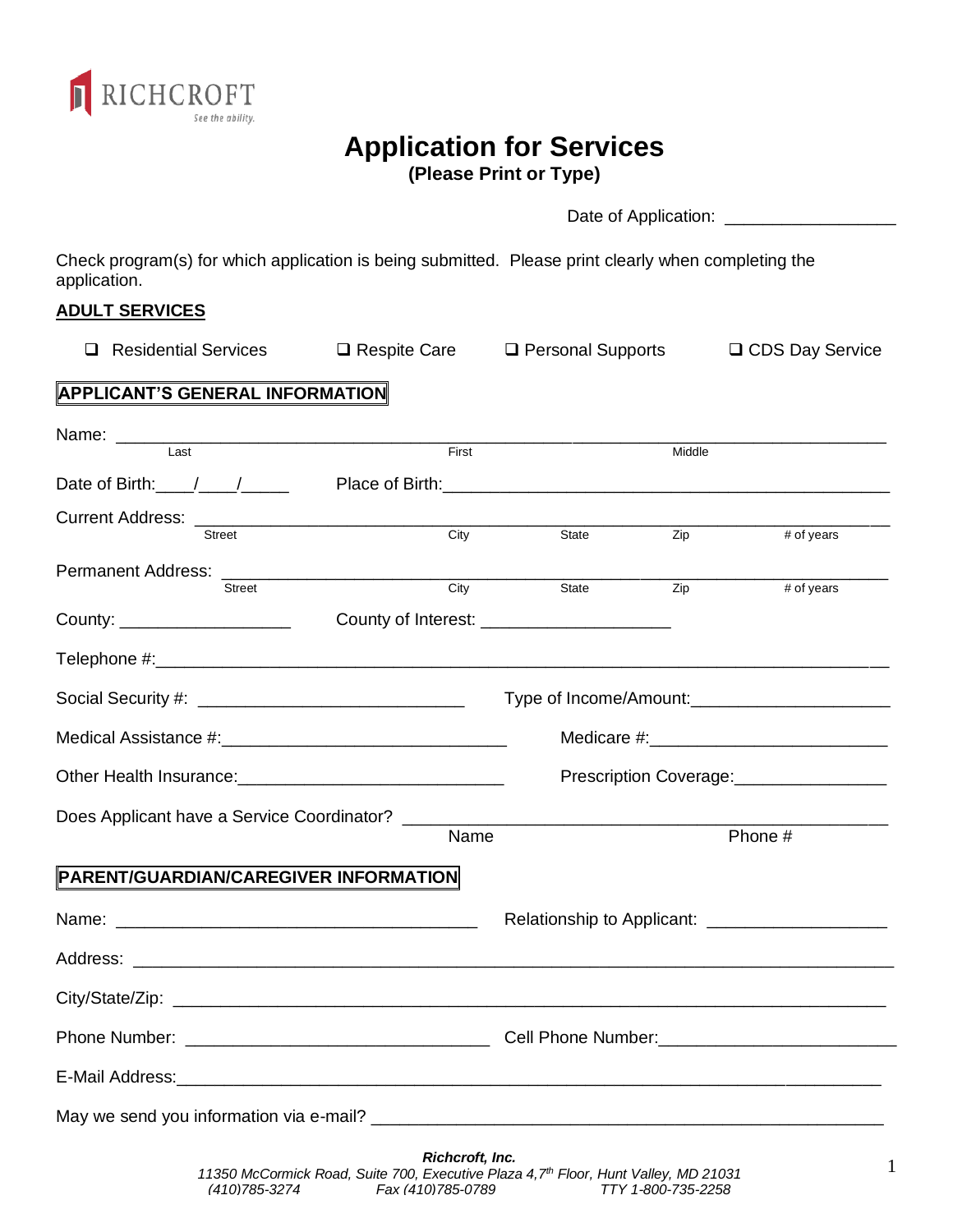RICHCROFT
*See the ability.*

# Application for Services

**(Please Print or Type)**

Date of Application: \_\_\_\_\_\_\_\_\_\_\_\_\_\_\_\_\_

Check program(s) for which application is being submitted. Please print clearly when completing the application.

## ADULT SERVICES

❑ Residential Services ❑ Respite Care ❑ Personal Supports ❑ CDS Day Service

## APPLICANT'S GENERAL INFORMATION

Name: \_\_\_\_\_\_\_\_\_\_\_\_\_\_\_\_\_\_\_\_\_\_\_\_\_\_\_\_\_\_\_\_\_\_\_\_\_\_\_\_\_\_\_\_\_\_\_\_\_\_\_\_\_\_\_\_\_\_\_\_\_\_\_\_\_\_\_\_
Last First Middle

Date of Birth:\_\_\_\_/\_\_\_\_/\_\_\_\_\_ Place of Birth:\_\_\_\_\_\_\_\_\_\_\_\_\_\_\_\_\_\_\_\_\_\_\_\_\_\_\_\_\_\_\_\_\_\_\_\_\_\_\_\_\_\_\_\_\_\_

Current Address: \_\_\_\_\_\_\_\_\_\_\_\_\_\_\_\_\_\_\_\_\_\_\_\_\_\_\_\_\_\_\_\_\_\_\_\_\_\_\_\_\_\_\_\_\_\_\_\_\_\_\_\_\_\_\_\_\_\_\_\_
Street City State Zip # of years

Permanent Address: \_\_\_\_\_\_\_\_\_\_\_\_\_\_\_\_\_\_\_\_\_\_\_\_\_\_\_\_\_\_\_\_\_\_\_\_\_\_\_\_\_\_\_\_\_\_\_\_\_\_\_\_\_\_\_\_\_\_
Street City State Zip # of years

County: \_\_\_\_\_\_\_\_\_\_\_\_\_\_\_\_\_\_ County of Interest: \_\_\_\_\_\_\_\_\_\_\_\_\_\_\_\_\_\_\_\_

Telephone #:\_\_\_\_\_\_\_\_\_\_\_\_\_\_\_\_\_\_\_\_\_\_\_\_\_\_\_\_\_\_\_\_\_\_\_\_\_\_\_\_\_\_\_\_\_\_\_\_\_\_\_\_\_\_\_\_\_\_\_\_\_\_\_\_\_\_\_\_\_\_\_\_

Social Security #: \_\_\_\_\_\_\_\_\_\_\_\_\_\_\_\_\_\_\_\_\_\_\_\_\_\_\_\_ Type of Income/Amount:\_\_\_\_\_\_\_\_\_\_\_\_\_\_\_\_\_\_\_\_\_

Medical Assistance #:\_\_\_\_\_\_\_\_\_\_\_\_\_\_\_\_\_\_\_\_\_\_\_\_\_\_\_\_\_\_ Medicare #:\_\_\_\_\_\_\_\_\_\_\_\_\_\_\_\_\_\_\_\_\_\_\_\_\_

Other Health Insurance:\_\_\_\_\_\_\_\_\_\_\_\_\_\_\_\_\_\_\_\_\_\_\_\_\_\_\_\_\_ Prescription Coverage:\_\_\_\_\_\_\_\_\_\_\_\_\_\_\_\_

Does Applicant have a Service Coordinator? \_\_\_\_\_\_\_\_\_\_\_\_\_\_\_\_\_\_\_\_\_\_\_\_\_\_\_\_\_\_\_\_\_\_\_\_\_\_\_\_\_\_\_\_\_\_\_\_
Name Phone #

## PARENT/GUARDIAN/CAREGIVER INFORMATION

Name: \_\_\_\_\_\_\_\_\_\_\_\_\_\_\_\_\_\_\_\_\_\_\_\_\_\_\_\_\_\_\_\_\_\_\_\_\_\_ Relationship to Applicant: \_\_\_\_\_\_\_\_\_\_\_\_\_\_\_\_\_\_\_

Address: \_\_\_\_\_\_\_\_\_\_\_\_\_\_\_\_\_\_\_\_\_\_\_\_\_\_\_\_\_\_\_\_\_\_\_\_\_\_\_\_\_\_\_\_\_\_\_\_\_\_\_\_\_\_\_\_\_\_\_\_\_\_\_\_\_\_\_\_\_\_\_\_\_\_

City/State/Zip: \_\_\_\_\_\_\_\_\_\_\_\_\_\_\_\_\_\_\_\_\_\_\_\_\_\_\_\_\_\_\_\_\_\_\_\_\_\_\_\_\_\_\_\_\_\_\_\_\_\_\_\_\_\_\_\_\_\_\_\_\_\_\_\_\_\_\_\_\_

Phone Number: \_\_\_\_\_\_\_\_\_\_\_\_\_\_\_\_\_\_\_\_\_\_\_\_\_\_\_\_\_\_\_\_ Cell Phone Number:\_\_\_\_\_\_\_\_\_\_\_\_\_\_\_\_\_\_\_\_\_\_\_\_\_

E-Mail Address:\_\_\_\_\_\_\_\_\_\_\_\_\_\_\_\_\_\_\_\_\_\_\_\_\_\_\_\_\_\_\_\_\_\_\_\_\_\_\_\_\_\_\_\_\_\_\_\_\_\_\_\_\_\_\_\_\_\_\_\_\_\_\_\_\_\_\_\_\_\_

May we send you information via e-mail? \_\_\_\_\_\_\_\_\_\_\_\_\_\_\_\_\_\_\_\_\_\_\_\_\_\_\_\_\_\_\_\_\_\_\_\_\_\_\_\_\_\_\_\_\_\_\_\_\_\_\_\_

***Richcroft, Inc.***
*11350 McCormick Road, Suite 700, Executive Plaza 4,7th Floor, Hunt Valley, MD 21031*
*(410)785-3274 Fax (410)785-0789 TTY 1-800-735-2258*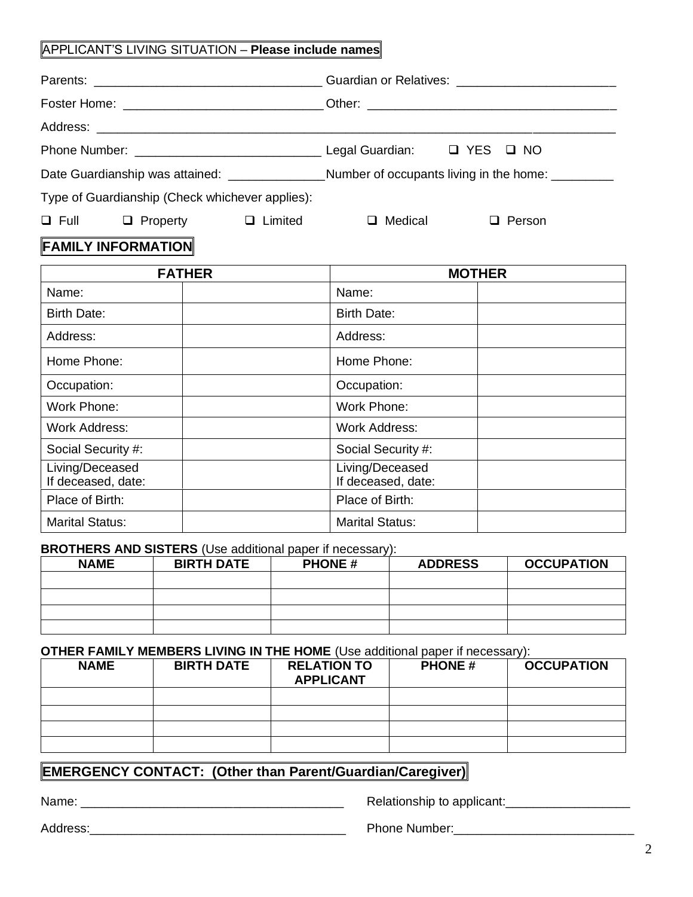## APPLICANT'S LIVING SITUATION – **Please include names**

Parents: ________________________________ Guardian or Relatives: _______________________

Foster Home: ____________________________ Other: ___________________________________

Address: ___________________________________________________________________________

Phone Number: ___________________________ Legal Guardian: ☐ YES ☐ NO

Date Guardianship was attained: _____________ Number of occupants living in the home: _________

Type of Guardianship (Check whichever applies):

☐ Full ☐ Property ☐ Limited ☐ Medical ☐ Person

## FAMILY INFORMATION

| FATHER | | MOTHER | |
|---|---|---|---|
| Name: | | Name: | |
| Birth Date: | | Birth Date: | |
| Address: | | Address: | |
| Home Phone: | | Home Phone: | |
| Occupation: | | Occupation: | |
| Work Phone: | | Work Phone: | |
| Work Address: | | Work Address: | |
| Social Security #: | | Social Security #: | |
| Living/Deceased If deceased, date: | | Living/Deceased If deceased, date: | |
| Place of Birth: | | Place of Birth: | |
| Marital Status: | | Marital Status: | |

**BROTHERS AND SISTERS** (Use additional paper if necessary):

| NAME | BIRTH DATE | PHONE # | ADDRESS | OCCUPATION |
|---|---|---|---|---|
| | | | | |
| | | | | |
| | | | | |
| | | | | |

**OTHER FAMILY MEMBERS LIVING IN THE HOME** (Use additional paper if necessary):

| NAME | BIRTH DATE | RELATION TO APPLICANT | PHONE # | OCCUPATION |
|---|---|---|---|---|
| | | | | |
| | | | | |
| | | | | |
| | | | | |

## EMERGENCY CONTACT: (Other than Parent/Guardian/Caregiver)

Name: ______________________________________ Relationship to applicant:__________________

Address:_____________________________________ Phone Number:__________________________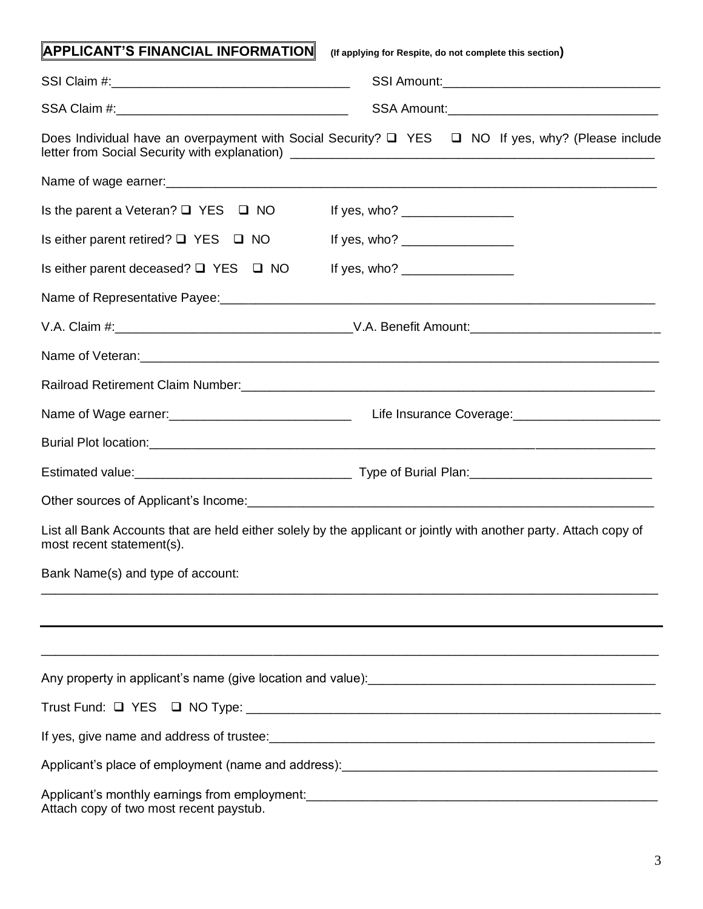**APPLICANT'S FINANCIAL INFORMATION** (If applying for Respite, do not complete this section)

SSI Claim #:_________________________________ SSI Amount:______________________________

SSA Claim #:_________________________________ SSA Amount:______________________________

Does Individual have an overpayment with Social Security? ❑ YES ❑ NO If yes, why? (Please include letter from Social Security with explanation) ____________________________________________

Name of wage earner:____________________________________________________________________

Is the parent a Veteran? ❑ YES ❑ NO If yes, who? ________________

Is either parent retired? ❑ YES ❑ NO If yes, who? ________________

Is either parent deceased? ❑ YES ❑ NO If yes, who? ________________

Name of Representative Payee:_____________________________________________________________

V.A. Claim #:_________________________________V.A. Benefit Amount:___________________________

Name of Veteran:_________________________________________________________________________

Railroad Retirement Claim Number:__________________________________________________________

Name of Wage earner:__________________________ Life Insurance Coverage:_____________________

Burial Plot location:_______________________________________________________________________

Estimated value:______________________________ Type of Burial Plan:_________________________

Other sources of Applicant's Income:__________________________________________________________

List all Bank Accounts that are held either solely by the applicant or jointly with another party. Attach copy of most recent statement(s).

Bank Name(s) and type of account:

_____________________________________________________________________________________________

_____________________________________________________________________________________________

_____________________________________________________________________________________________

Any property in applicant's name (give location and value):_______________________________________

Trust Fund: ❑ YES ❑ NO Type: ______________________________________________________________

If yes, give name and address of trustee:______________________________________________________

Applicant's place of employment (name and address):____________________________________________

Applicant's monthly earnings from employment:__________________________________________________

Attach copy of two most recent paystub.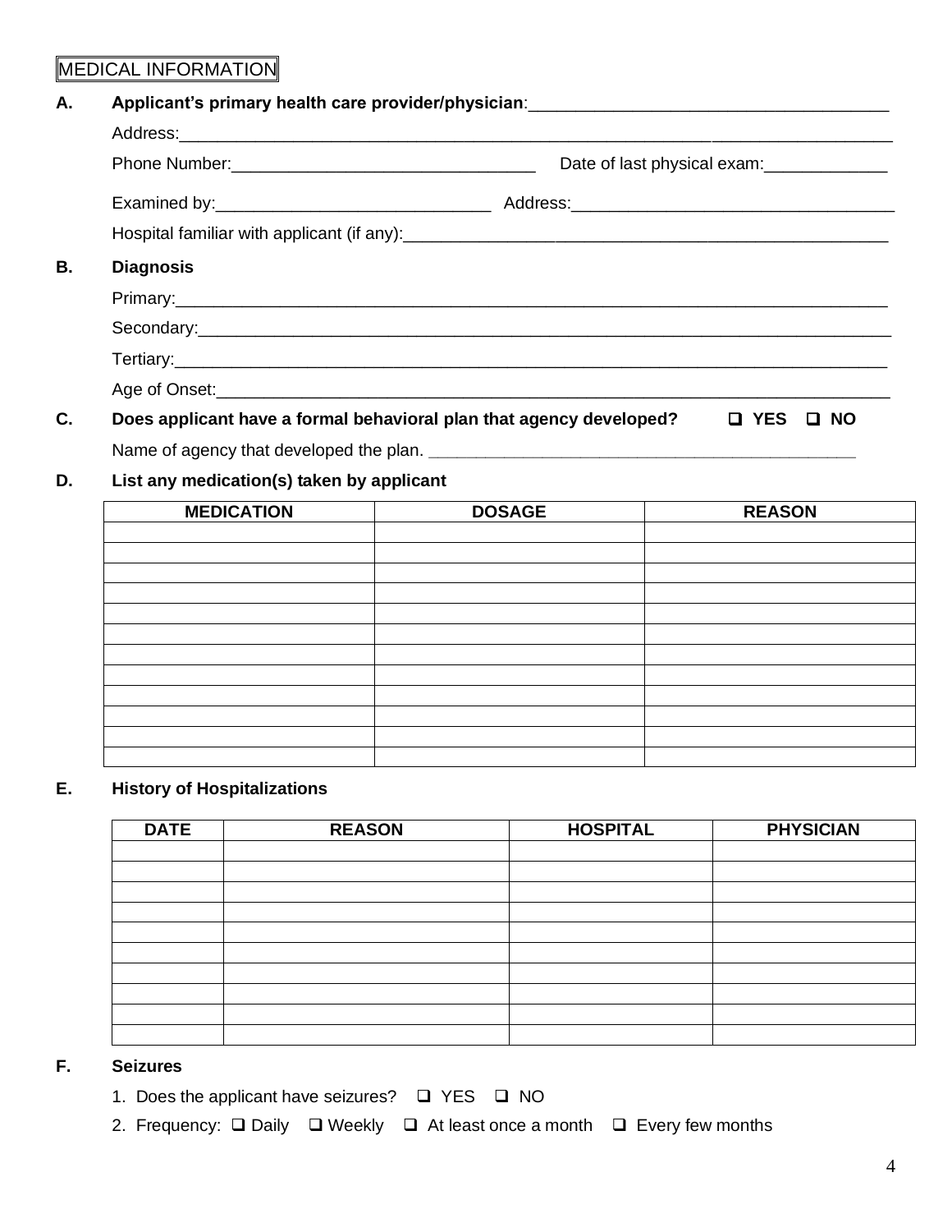## MEDICAL INFORMATION

**A. Applicant's primary health care provider/physician**:______________________________________

Address:______________________________________________________________________________

Phone Number:_________________________________ Date of last physical exam:_____________

Examined by:_____________________________ Address:__________________________________

Hospital familiar with applicant (if any):_____________________________________________________

**B. Diagnosis**

Primary:______________________________________________________________________________

Secondary:____________________________________________________________________________

Tertiary:______________________________________________________________________________

Age of Onset:__________________________________________________________________________

**C. Does applicant have a formal behavioral plan that agency developed?** ❑ **YES** ❑ **NO**

Name of agency that developed the plan. _______________________________________________

**D. List any medication(s) taken by applicant**

| MEDICATION | DOSAGE | REASON |
|---|---|---|
| | | |
| | | |
| | | |
| | | |
| | | |
| | | |
| | | |
| | | |
| | | |
| | | |
| | | |
| | | |

**E. History of Hospitalizations**

| DATE | REASON | HOSPITAL | PHYSICIAN |
|---|---|---|---|
| | | | |
| | | | |
| | | | |
| | | | |
| | | | |
| | | | |
| | | | |
| | | | |
| | | | |
| | | | |

**F. Seizures**

1. Does the applicant have seizures? ❑ YES ❑ NO
2. Frequency: ❑ Daily ❑ Weekly ❑ At least once a month ❑ Every few months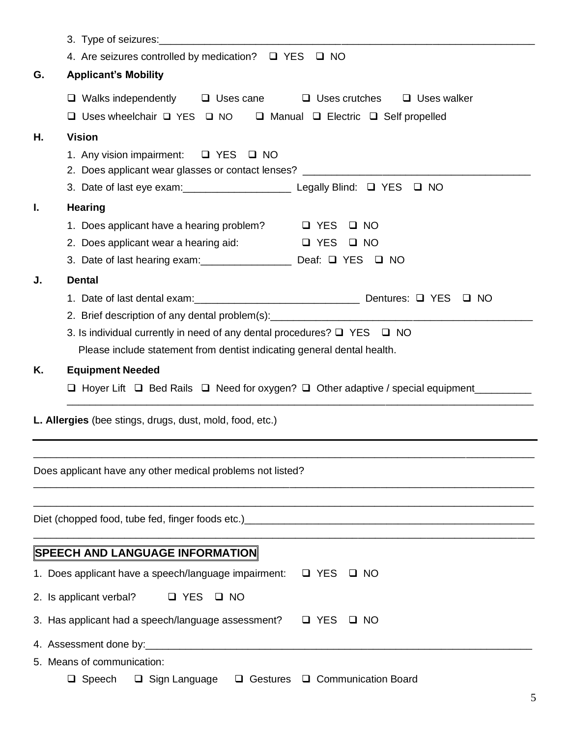3. Type of seizures:_________________________________________________________________

4. Are seizures controlled by medication? ❑ YES ❑ NO

**G. Applicant's Mobility**

❑ Walks independently ❑ Uses cane ❑ Uses crutches ❑ Uses walker

❑ Uses wheelchair ❑ YES ❑ NO ❑ Manual ❑ Electric ❑ Self propelled

**H. Vision**

1. Any vision impairment: ❑ YES ❑ NO
2. Does applicant wear glasses or contact lenses? ________________________________________
3. Date of last eye exam:___________________ Legally Blind: ❑ YES ❑ NO

**I. Hearing**

1. Does applicant have a hearing problem? ❑ YES ❑ NO
2. Does applicant wear a hearing aid: ❑ YES ❑ NO
3. Date of last hearing exam:________________ Deaf: ❑ YES ❑ NO

**J. Dental**

1. Date of last dental exam:_____________________________ Dentures: ❑ YES ❑ NO
2. Brief description of any dental problem(s):_______________________________________________
3. Is individual currently in need of any dental procedures? ❑ YES ❑ NO

   Please include statement from dentist indicating general dental health.

**K. Equipment Needed**

❑ Hoyer Lift ❑ Bed Rails ❑ Need for oxygen? ❑ Other adaptive / special equipment__________

_____________________________________________________________________________________

**L. Allergies** (bee stings, drugs, dust, mold, food, etc.)

_____________________________________________________________________________________

_____________________________________________________________________________________

Does applicant have any other medical problems not listed?

_____________________________________________________________________________________

_____________________________________________________________________________________

Diet (chopped food, tube fed, finger foods etc.)___________________________________________________

_____________________________________________________________________________________

**SPEECH AND LANGUAGE INFORMATION**

1. Does applicant have a speech/language impairment: ❑ YES ❑ NO
2. Is applicant verbal? ❑ YES ❑ NO
3. Has applicant had a speech/language assessment? ❑ YES ❑ NO
4. Assessment done by:_______________________________________________________________
5. Means of communication:

   ❑ Speech ❑ Sign Language ❑ Gestures ❑ Communication Board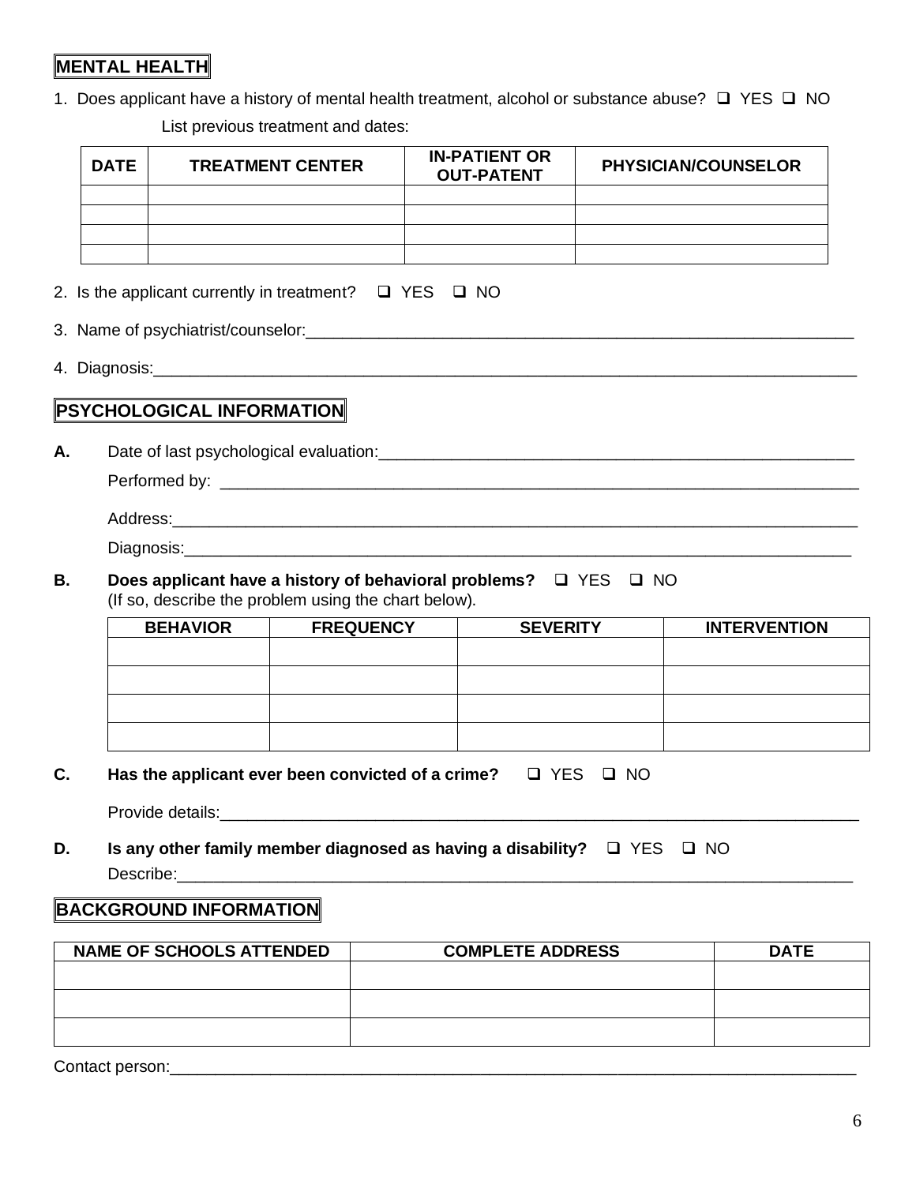## MENTAL HEALTH

1. Does applicant have a history of mental health treatment, alcohol or substance abuse? ❑ YES ❑ NO

   List previous treatment and dates:

| DATE | TREATMENT CENTER | IN-PATIENT OR OUT-PATENT | PHYSICIAN/COUNSELOR |
|---|---|---|---|
| | | | |
| | | | |
| | | | |
| | | | |

2. Is the applicant currently in treatment? ❑ YES ❑ NO

3. Name of psychiatrist/counselor:_______________________________________________

4. Diagnosis:_______________________________________________

## PSYCHOLOGICAL INFORMATION

**A.** Date of last psychological evaluation:_______________________________________________

Performed by: _______________________________________________

Address:_______________________________________________

Diagnosis:_______________________________________________

**B.** **Does applicant have a history of behavioral problems?** ❑ YES ❑ NO
(If so, describe the problem using the chart below).

| BEHAVIOR | FREQUENCY | SEVERITY | INTERVENTION |
|---|---|---|---|
| | | | |
| | | | |
| | | | |
| | | | |

**C.** **Has the applicant ever been convicted of a crime?** ❑ YES ❑ NO

Provide details:_______________________________________________

**D.** **Is any other family member diagnosed as having a disability?** ❑ YES ❑ NO

Describe:_______________________________________________

## BACKGROUND INFORMATION

| NAME OF SCHOOLS ATTENDED | COMPLETE ADDRESS | DATE |
|---|---|---|
| | | |
| | | |
| | | |

Contact person:_______________________________________________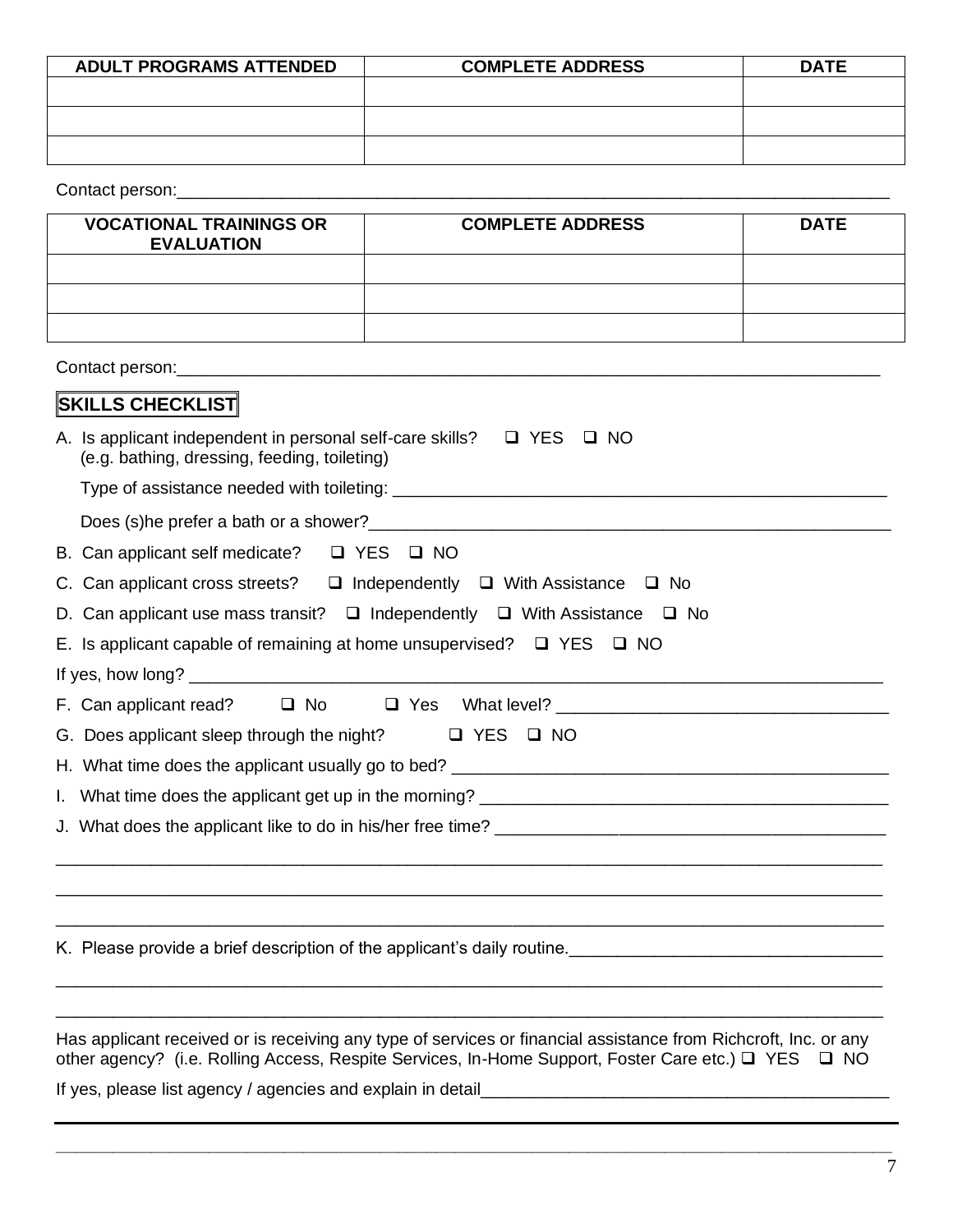| ADULT PROGRAMS ATTENDED | COMPLETE ADDRESS | DATE |
|---|---|---|
| | | |
| | | |
| | | |

Contact person:_______________________________________________________________________________

| VOCATIONAL TRAININGS OR EVALUATION | COMPLETE ADDRESS | DATE |
|---|---|---|
| | | |
| | | |
| | | |

Contact person:_______________________________________________________________________________

## SKILLS CHECKLIST

A. Is applicant independent in personal self-care skills? ❑ YES ❑ NO
(e.g. bathing, dressing, feeding, toileting)

Type of assistance needed with toileting: _______________________________________________________

Does (s)he prefer a bath or a shower?__________________________________________________________

B. Can applicant self medicate? ❑ YES ❑ NO

C. Can applicant cross streets? ❑ Independently ❑ With Assistance ❑ No

D. Can applicant use mass transit? ❑ Independently ❑ With Assistance ❑ No

E. Is applicant capable of remaining at home unsupervised? ❑ YES ❑ NO

If yes, how long? __________________________________________________________________________

F. Can applicant read? ❑ No ❑ Yes What level? ____________________________________

G. Does applicant sleep through the night? ❑ YES ❑ NO

H. What time does the applicant usually go to bed? _______________________________________________

I. What time does the applicant get up in the morning? ____________________________________________

J. What does the applicant like to do in his/her free time? __________________________________________

_____________________________________________________________________________________________

_____________________________________________________________________________________________

_____________________________________________________________________________________________

K. Please provide a brief description of the applicant's daily routine._________________________________

_____________________________________________________________________________________________

_____________________________________________________________________________________________

Has applicant received or is receiving any type of services or financial assistance from Richcroft, Inc. or any other agency? (i.e. Rolling Access, Respite Services, In-Home Support, Foster Care etc.) ❑ YES ❑ NO

If yes, please list agency / agencies and explain in detail____________________________________________

_____________________________________________________________________________________________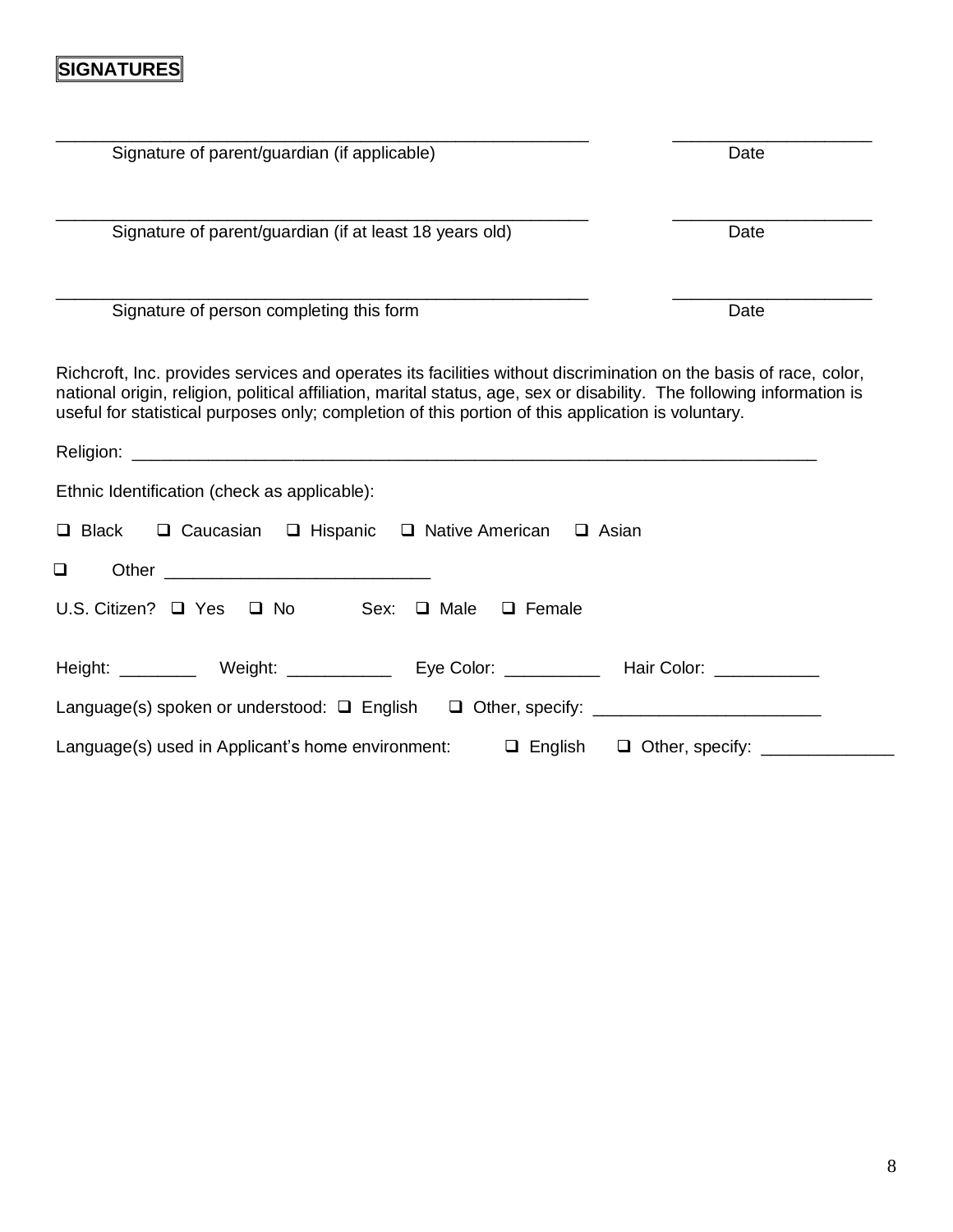**SIGNATURES**

\_\_\_\_\_\_\_\_\_\_\_\_\_\_\_\_\_\_\_\_\_\_\_\_\_\_\_\_\_\_\_\_\_\_\_\_\_\_\_\_\_\_\_\_\_\_\_\_\_\_\_\_\_\_\_\_ \_\_\_\_\_\_\_\_\_\_\_\_\_\_\_\_\_\_\_\_\_\_
Signature of parent/guardian (if applicable) Date

\_\_\_\_\_\_\_\_\_\_\_\_\_\_\_\_\_\_\_\_\_\_\_\_\_\_\_\_\_\_\_\_\_\_\_\_\_\_\_\_\_\_\_\_\_\_\_\_\_\_\_\_\_\_\_\_ \_\_\_\_\_\_\_\_\_\_\_\_\_\_\_\_\_\_\_\_\_\_
Signature of parent/guardian (if at least 18 years old) Date

\_\_\_\_\_\_\_\_\_\_\_\_\_\_\_\_\_\_\_\_\_\_\_\_\_\_\_\_\_\_\_\_\_\_\_\_\_\_\_\_\_\_\_\_\_\_\_\_\_\_\_\_\_\_\_\_ \_\_\_\_\_\_\_\_\_\_\_\_\_\_\_\_\_\_\_\_\_\_
Signature of person completing this form Date

Richcroft, Inc. provides services and operates its facilities without discrimination on the basis of race, color, national origin, religion, political affiliation, marital status, age, sex or disability. The following information is useful for statistical purposes only; completion of this portion of this application is voluntary.

Religion: \_\_\_\_\_\_\_\_\_\_\_\_\_\_\_\_\_\_\_\_\_\_\_\_\_\_\_\_\_\_\_\_\_\_\_\_\_\_\_\_\_\_\_\_\_\_\_\_\_\_\_\_\_\_\_\_\_\_\_\_\_\_\_\_\_\_\_\_\_\_\_\_\_\_

Ethnic Identification (check as applicable):

☐ Black ☐ Caucasian ☐ Hispanic ☐ Native American ☐ Asian

☐ Other \_\_\_\_\_\_\_\_\_\_\_\_\_\_\_\_\_\_\_\_\_\_\_\_\_\_\_\_

U.S. Citizen? ☐ Yes ☐ No Sex: ☐ Male ☐ Female

Height: \_\_\_\_\_\_\_\_ Weight: \_\_\_\_\_\_\_\_\_\_\_ Eye Color: \_\_\_\_\_\_\_\_\_\_ Hair Color: \_\_\_\_\_\_\_\_\_\_\_

Language(s) spoken or understood: ☐ English ☐ Other, specify: \_\_\_\_\_\_\_\_\_\_\_\_\_\_\_\_\_\_\_\_\_\_\_\_

Language(s) used in Applicant's home environment: ☐ English ☐ Other, specify: \_\_\_\_\_\_\_\_\_\_\_\_\_\_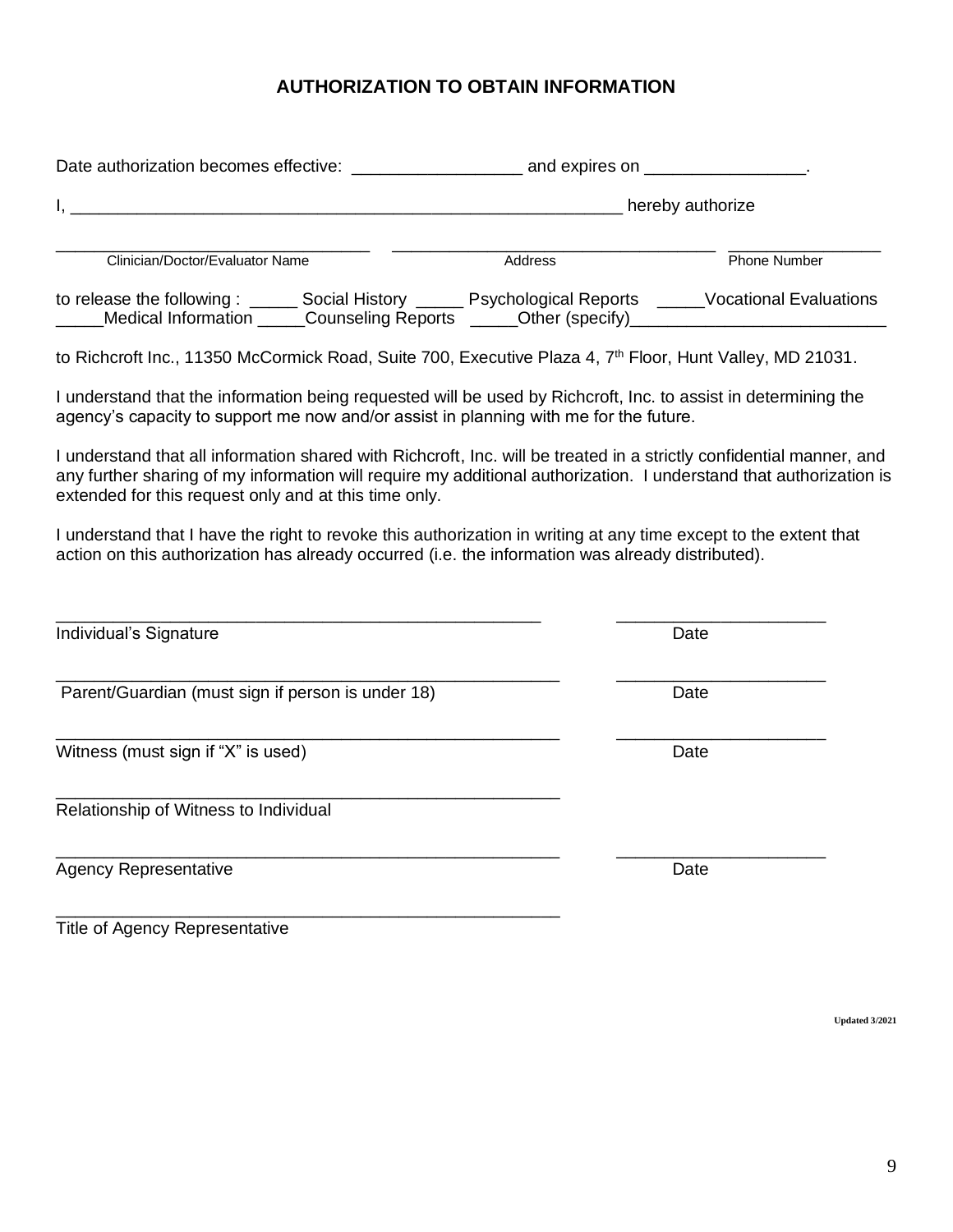## AUTHORIZATION TO OBTAIN INFORMATION

Date authorization becomes effective: _________________ and expires on ________________.

I, ___________________________________________________________ hereby authorize

_________________________________ ___________________________________ ________________

Clinician/Doctor/Evaluator Name Address Phone Number

to release the following : _____ Social History _____ Psychological Reports _____Vocational Evaluations _____Medical Information _____Counseling Reports _____Other (specify)___________________________

to Richcroft Inc., 11350 McCormick Road, Suite 700, Executive Plaza 4, 7th Floor, Hunt Valley, MD 21031.

I understand that the information being requested will be used by Richcroft, Inc. to assist in determining the agency's capacity to support me now and/or assist in planning with me for the future.

I understand that all information shared with Richcroft, Inc. will be treated in a strictly confidential manner, and any further sharing of my information will require my additional authorization. I understand that authorization is extended for this request only and at this time only.

I understand that I have the right to revoke this authorization in writing at any time except to the extent that action on this authorization has already occurred (i.e. the information was already distributed).

_____________________________________________________ ______________________

Individual's Signature Date

_____________________________________________________ ______________________

Parent/Guardian (must sign if person is under 18) Date

_____________________________________________________ ______________________

Witness (must sign if "X" is used) Date

_____________________________________________________

Relationship of Witness to Individual

_____________________________________________________ ______________________

Agency Representative Date

_____________________________________________________

Title of Agency Representative

Updated 3/2021